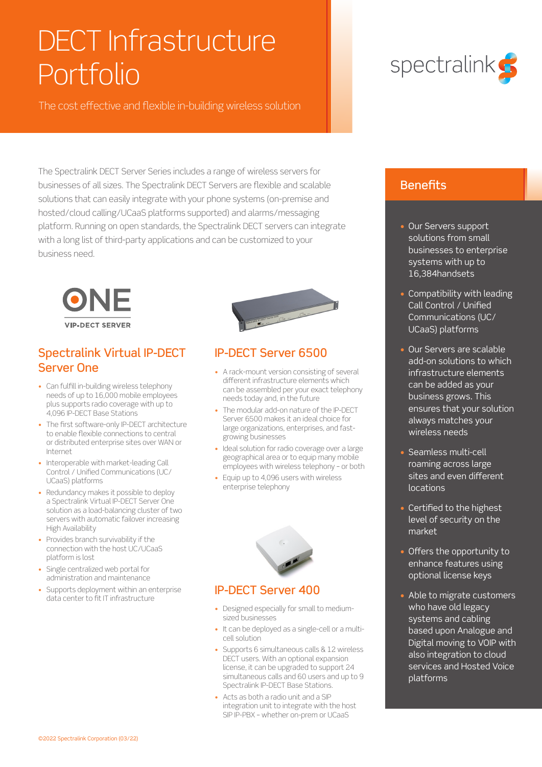# DECT Infrastructure Portfolio

The cost effective and flexible in-building wireless solution

The Spectralink DECT Server Series includes a range of wireless servers for businesses of all sizes. The Spectralink DECT Servers are flexible and scalable solutions that can easily integrate with your phone systems (on-premise and hosted/cloud calling/UCaaS platforms supported) and alarms/messaging platform. Running on open standards, the Spectralink DECT servers can integrate with a long list of third-party applications and can be customized to your business need.

## Spectralink Virtual IP-DECT Server One

- Can fulfill in-building wireless telephony needs of up to 16,000 mobile employees plus supports radio coverage with up to 4,096 IP-DECT Base Stations
- The first software-only IP-DECT architecture to enable flexible connections to central or distributed enterprise sites over WAN or Internet
- Interoperable with market-leading Call Control / Unified Communications (UC/ UCaaS) platforms
- Redundancy makes it possible to deploy a Spectralink Virtual IP-DECT Server One solution as a load-balancing cluster of two servers with automatic failover increasing High Availability
- Provides branch survivability if the connection with the host UC/UCaaS platform is lost
- Single centralized web portal for administration and maintenance
- Supports deployment within an enterprise data center to fit IT infrastructure

## IP-DECT Server 6500

- A rack-mount version consisting of several different infrastructure elements which can be assembled per your exact telephony needs today and, in the future
- The modular add-on nature of the IP-DECT Server 6500 makes it an ideal choice for large organizations, enterprises, and fast-growing businesses
- Ideal solution for radio coverage over a large geographical area or to equip many mobile employees with wireless telephony – or both
- Equip up to 4,096 users with wireless enterprise telephony

## IP-DECT Server 400

- Designed especially for small to medium-sized businesses
- It can be deployed as a single-cell or a multi-cell solution
- Supports 6 simultaneous calls & 12 wireless DECT users. With an optional expansion license, it can be upgraded to support 24 simultaneous calls and 60 users and up to 9 Spectralink IP-DECT Base Stations.
- Acts as both a radio unit and a SIP integration unit to integrate with the host SIP IP-PBX – whether on-prem or UCaaS

## Benefits

- Our Servers support solutions from small businesses to enterprise systems with up to 16,384handsets
- Compatibility with leading Call Control / Unified Communications (UC/ UCaaS) platforms
- Our Servers are scalable add-on solutions to which infrastructure elements can be added as your business grows. This ensures that your solution always matches your wireless needs
- Seamless multi-cell roaming across large sites and even different locations
- Certified to the highest level of security on the market
- Offers the opportunity to enhance features using optional license keys
- Able to migrate customers who have old legacy systems and cabling based upon Analogue and Digital moving to VOIP with also integration to cloud services and Hosted Voice platforms

©2022 Spectralink Corporation (03/22)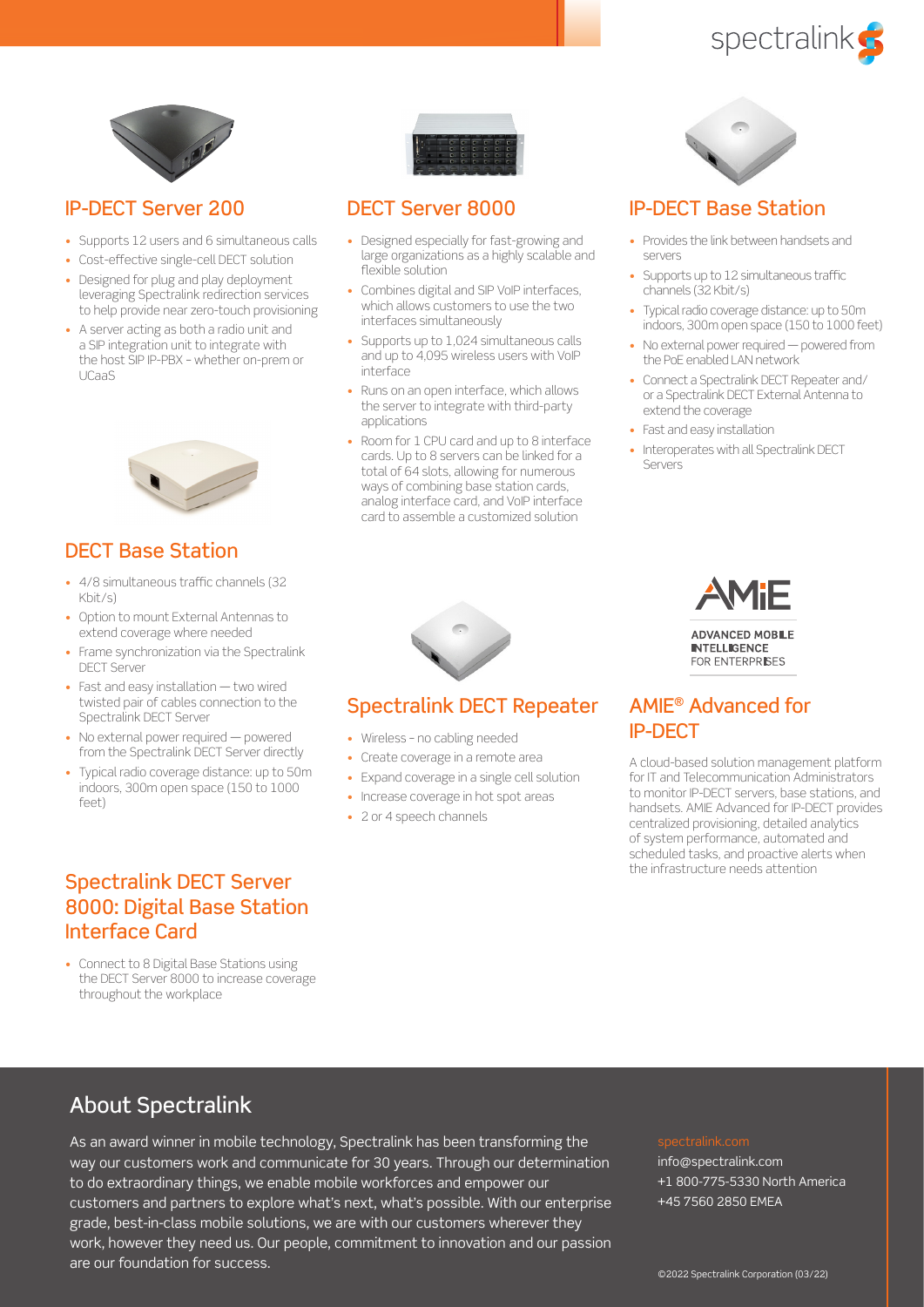## IP-DECT Server 200

- Supports 12 users and 6 simultaneous calls
- Cost-effective single-cell DECT solution
- Designed for plug and play deployment leveraging Spectralink redirection services to help provide near zero-touch provisioning
- A server acting as both a radio unit and a SIP integration unit to integrate with the host SIP IP-PBX – whether on-prem or UCaaS

## DECT Base Station

- 4/8 simultaneous traffic channels (32 Kbit/s)
- Option to mount External Antennas to extend coverage where needed
- Frame synchronization via the Spectralink DECT Server
- Fast and easy installation — two wired twisted pair of cables connection to the Spectralink DECT Server
- No external power required — powered from the Spectralink DECT Server directly
- Typical radio coverage distance: up to 50m indoors, 300m open space (150 to 1000 feet)

## Spectralink DECT Server 8000: Digital Base Station Interface Card

- Connect to 8 Digital Base Stations using the DECT Server 8000 to increase coverage throughout the workplace

## DECT Server 8000

- Designed especially for fast-growing and large organizations as a highly scalable and flexible solution
- Combines digital and SIP VoIP interfaces, which allows customers to use the two interfaces simultaneously
- Supports up to 1,024 simultaneous calls and up to 4,095 wireless users with VoIP interface
- Runs on an open interface, which allows the server to integrate with third-party applications
- Room for 1 CPU card and up to 8 interface cards. Up to 8 servers can be linked for a total of 64 slots, allowing for numerous ways of combining base station cards, analog interface card, and VoIP interface card to assemble a customized solution

## Spectralink DECT Repeater

- Wireless – no cabling needed
- Create coverage in a remote area
- Expand coverage in a single cell solution
- Increase coverage in hot spot areas
- 2 or 4 speech channels

## IP-DECT Base Station

- Provides the link between handsets and servers
- Supports up to 12 simultaneous traffic channels (32 Kbit/s)
- Typical radio coverage distance: up to 50m indoors, 300m open space (150 to 1000 feet)
- No external power required — powered from the PoE enabled LAN network
- Connect a Spectralink DECT Repeater and/or a Spectralink DECT External Antenna to extend the coverage
- Fast and easy installation
- Interoperates with all Spectralink DECT Servers

AMiE
ADVANCED MOBILE INTELLIGENCE FOR ENTERPRISES

## AMIE® Advanced for IP-DECT

A cloud-based solution management platform for IT and Telecommunication Administrators to monitor IP-DECT servers, base stations, and handsets. AMIE Advanced for IP-DECT provides centralized provisioning, detailed analytics of system performance, automated and scheduled tasks, and proactive alerts when the infrastructure needs attention

## About Spectralink

As an award winner in mobile technology, Spectralink has been transforming the way our customers work and communicate for 30 years. Through our determination to do extraordinary things, we enable mobile workforces and empower our customers and partners to explore what's next, what's possible. With our enterprise grade, best-in-class mobile solutions, we are with our customers wherever they work, however they need us. Our people, commitment to innovation and our passion are our foundation for success.

spectralink.com
info@spectralink.com
+1 800-775-5330 North America
+45 7560 2850 EMEA

©2022 Spectralink Corporation (03/22)